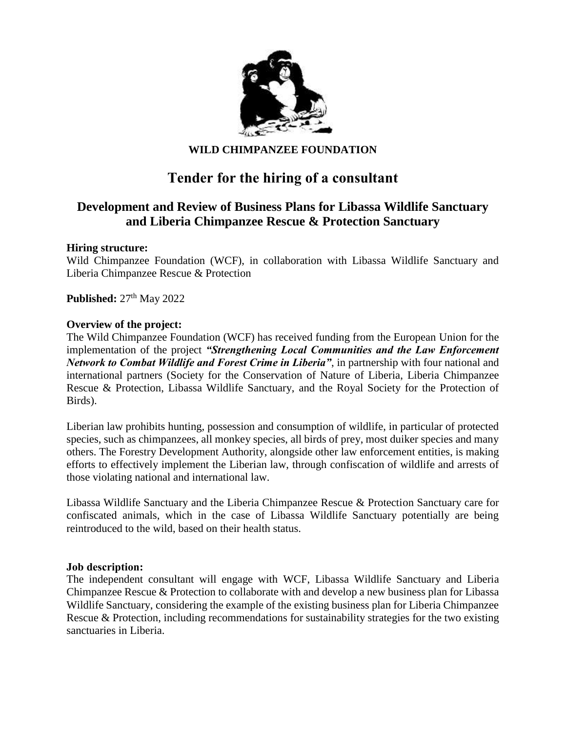**WILD CHIMPANZEE FOUNDATION**

# Tender for the hiring of a consultant

## Development and Review of Business Plans for Libassa Wildlife Sanctuary and Liberia Chimpanzee Rescue & Protection Sanctuary

**Hiring structure:**
Wild Chimpanzee Foundation (WCF), in collaboration with Libassa Wildlife Sanctuary and Liberia Chimpanzee Rescue & Protection

**Published:** 27th May 2022

**Overview of the project:**
The Wild Chimpanzee Foundation (WCF) has received funding from the European Union for the implementation of the project ***"Strengthening Local Communities and the Law Enforcement Network to Combat Wildlife and Forest Crime in Liberia"***, in partnership with four national and international partners (Society for the Conservation of Nature of Liberia, Liberia Chimpanzee Rescue & Protection, Libassa Wildlife Sanctuary, and the Royal Society for the Protection of Birds).

Liberian law prohibits hunting, possession and consumption of wildlife, in particular of protected species, such as chimpanzees, all monkey species, all birds of prey, most duiker species and many others. The Forestry Development Authority, alongside other law enforcement entities, is making efforts to effectively implement the Liberian law, through confiscation of wildlife and arrests of those violating national and international law.

Libassa Wildlife Sanctuary and the Liberia Chimpanzee Rescue & Protection Sanctuary care for confiscated animals, which in the case of Libassa Wildlife Sanctuary potentially are being reintroduced to the wild, based on their health status.

**Job description:**
The independent consultant will engage with WCF, Libassa Wildlife Sanctuary and Liberia Chimpanzee Rescue & Protection to collaborate with and develop a new business plan for Libassa Wildlife Sanctuary, considering the example of the existing business plan for Liberia Chimpanzee Rescue & Protection, including recommendations for sustainability strategies for the two existing sanctuaries in Liberia.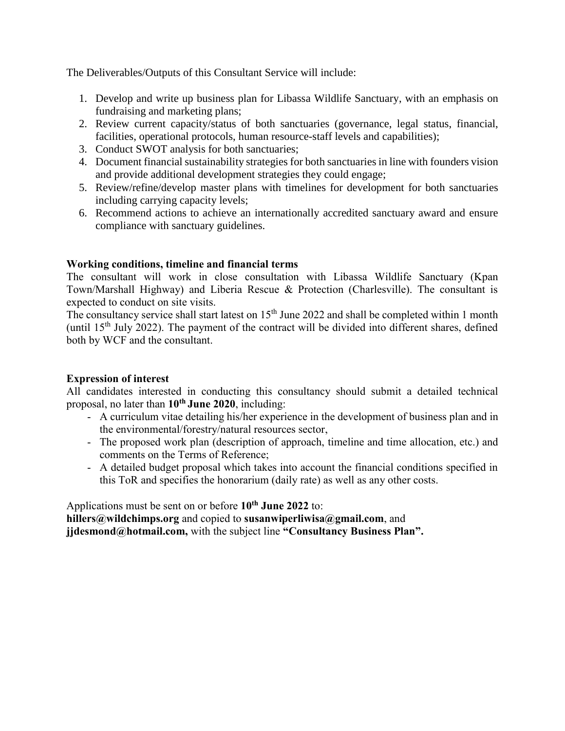The Deliverables/Outputs of this Consultant Service will include:

1. Develop and write up business plan for Libassa Wildlife Sanctuary, with an emphasis on fundraising and marketing plans;
2. Review current capacity/status of both sanctuaries (governance, legal status, financial, facilities, operational protocols, human resource-staff levels and capabilities);
3. Conduct SWOT analysis for both sanctuaries;
4. Document financial sustainability strategies for both sanctuaries in line with founders vision and provide additional development strategies they could engage;
5. Review/refine/develop master plans with timelines for development for both sanctuaries including carrying capacity levels;
6. Recommend actions to achieve an internationally accredited sanctuary award and ensure compliance with sanctuary guidelines.

**Working conditions, timeline and financial terms**

The consultant will work in close consultation with Libassa Wildlife Sanctuary (Kpan Town/Marshall Highway) and Liberia Rescue & Protection (Charlesville). The consultant is expected to conduct on site visits.

The consultancy service shall start latest on 15th June 2022 and shall be completed within 1 month (until 15th July 2022). The payment of the contract will be divided into different shares, defined both by WCF and the consultant.

**Expression of interest**

All candidates interested in conducting this consultancy should submit a detailed technical proposal, no later than **10th June 2020**, including:

- A curriculum vitae detailing his/her experience in the development of business plan and in the environmental/forestry/natural resources sector,
- The proposed work plan (description of approach, timeline and time allocation, etc.) and comments on the Terms of Reference;
- A detailed budget proposal which takes into account the financial conditions specified in this ToR and specifies the honorarium (daily rate) as well as any other costs.

Applications must be sent on or before **10th June 2022** to:
**hillers@wildchimps.org** and copied to **susanwiperliwisa@gmail.com**, and **jjdesmond@hotmail.com,** with the subject line **"Consultancy Business Plan".**